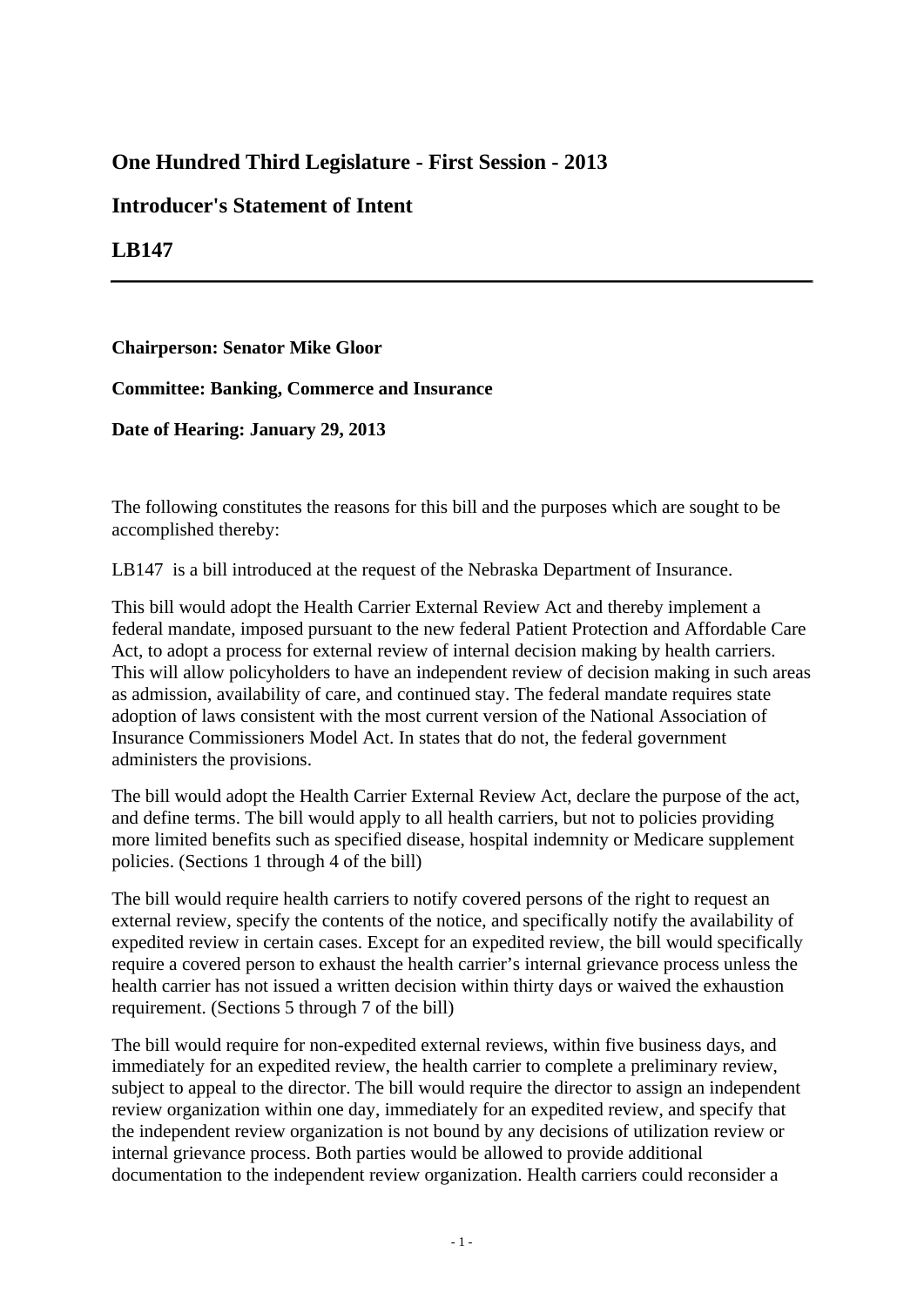## One Hundred Third Legislature - First Session - 2013

## Introducer's Statement of Intent

## LB147

---

**Chairperson: Senator Mike Gloor**

**Committee: Banking, Commerce and Insurance**

**Date of Hearing: January 29, 2013**

The following constitutes the reasons for this bill and the purposes which are sought to be accomplished thereby:

LB147 is a bill introduced at the request of the Nebraska Department of Insurance.

This bill would adopt the Health Carrier External Review Act and thereby implement a federal mandate, imposed pursuant to the new federal Patient Protection and Affordable Care Act, to adopt a process for external review of internal decision making by health carriers. This will allow policyholders to have an independent review of decision making in such areas as admission, availability of care, and continued stay. The federal mandate requires state adoption of laws consistent with the most current version of the National Association of Insurance Commissioners Model Act. In states that do not, the federal government administers the provisions.

The bill would adopt the Health Carrier External Review Act, declare the purpose of the act, and define terms. The bill would apply to all health carriers, but not to policies providing more limited benefits such as specified disease, hospital indemnity or Medicare supplement policies. (Sections 1 through 4 of the bill)

The bill would require health carriers to notify covered persons of the right to request an external review, specify the contents of the notice, and specifically notify the availability of expedited review in certain cases. Except for an expedited review, the bill would specifically require a covered person to exhaust the health carrier's internal grievance process unless the health carrier has not issued a written decision within thirty days or waived the exhaustion requirement. (Sections 5 through 7 of the bill)

The bill would require for non-expedited external reviews, within five business days, and immediately for an expedited review, the health carrier to complete a preliminary review, subject to appeal to the director. The bill would require the director to assign an independent review organization within one day, immediately for an expedited review, and specify that the independent review organization is not bound by any decisions of utilization review or internal grievance process. Both parties would be allowed to provide additional documentation to the independent review organization. Health carriers could reconsider a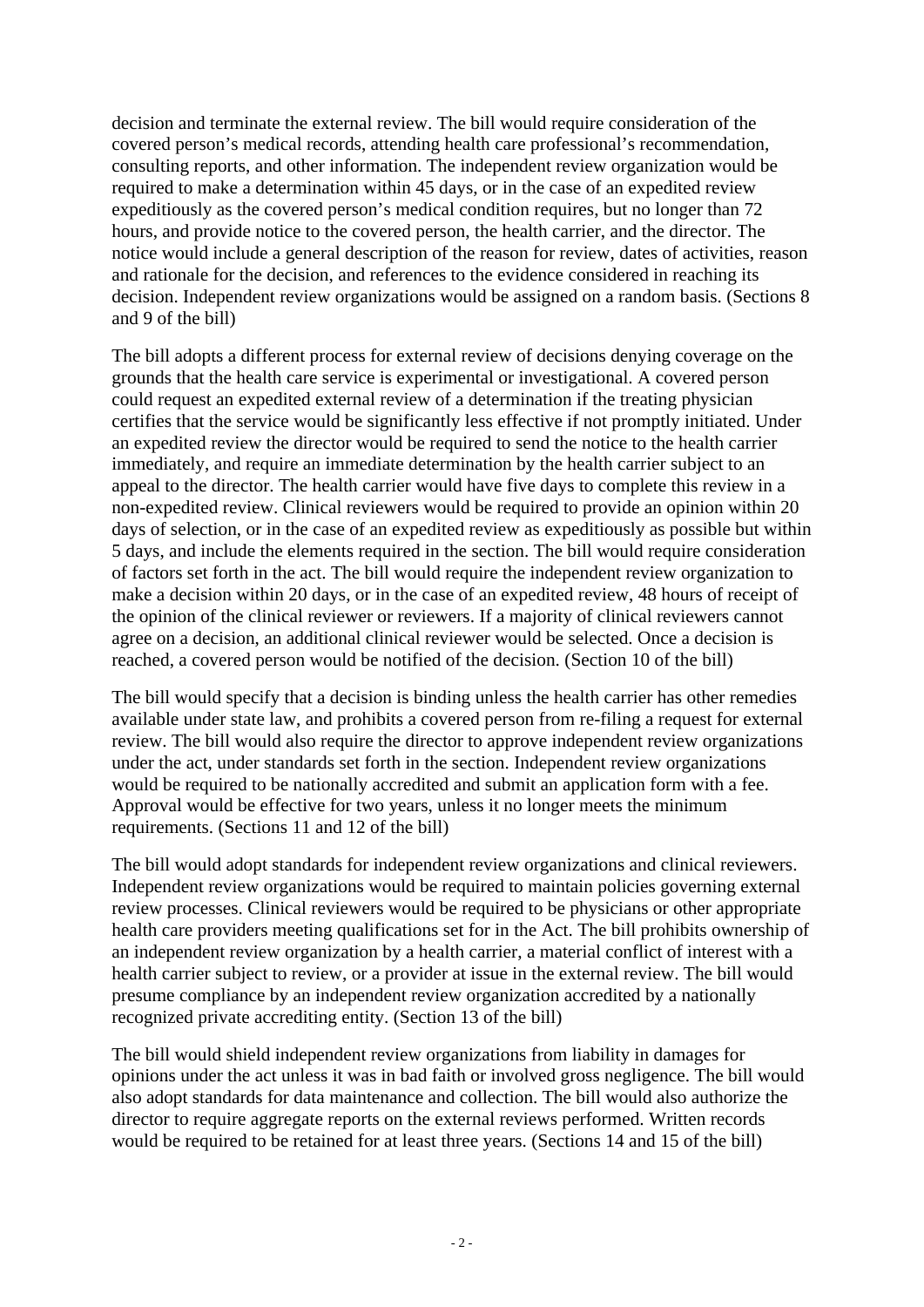decision and terminate the external review. The bill would require consideration of the covered person's medical records, attending health care professional's recommendation, consulting reports, and other information. The independent review organization would be required to make a determination within 45 days, or in the case of an expedited review expeditiously as the covered person's medical condition requires, but no longer than 72 hours, and provide notice to the covered person, the health carrier, and the director. The notice would include a general description of the reason for review, dates of activities, reason and rationale for the decision, and references to the evidence considered in reaching its decision. Independent review organizations would be assigned on a random basis. (Sections 8 and 9 of the bill)

The bill adopts a different process for external review of decisions denying coverage on the grounds that the health care service is experimental or investigational. A covered person could request an expedited external review of a determination if the treating physician certifies that the service would be significantly less effective if not promptly initiated. Under an expedited review the director would be required to send the notice to the health carrier immediately, and require an immediate determination by the health carrier subject to an appeal to the director. The health carrier would have five days to complete this review in a non-expedited review. Clinical reviewers would be required to provide an opinion within 20 days of selection, or in the case of an expedited review as expeditiously as possible but within 5 days, and include the elements required in the section. The bill would require consideration of factors set forth in the act. The bill would require the independent review organization to make a decision within 20 days, or in the case of an expedited review, 48 hours of receipt of the opinion of the clinical reviewer or reviewers. If a majority of clinical reviewers cannot agree on a decision, an additional clinical reviewer would be selected. Once a decision is reached, a covered person would be notified of the decision. (Section 10 of the bill)

The bill would specify that a decision is binding unless the health carrier has other remedies available under state law, and prohibits a covered person from re-filing a request for external review. The bill would also require the director to approve independent review organizations under the act, under standards set forth in the section. Independent review organizations would be required to be nationally accredited and submit an application form with a fee. Approval would be effective for two years, unless it no longer meets the minimum requirements. (Sections 11 and 12 of the bill)

The bill would adopt standards for independent review organizations and clinical reviewers. Independent review organizations would be required to maintain policies governing external review processes. Clinical reviewers would be required to be physicians or other appropriate health care providers meeting qualifications set for in the Act. The bill prohibits ownership of an independent review organization by a health carrier, a material conflict of interest with a health carrier subject to review, or a provider at issue in the external review. The bill would presume compliance by an independent review organization accredited by a nationally recognized private accrediting entity. (Section 13 of the bill)

The bill would shield independent review organizations from liability in damages for opinions under the act unless it was in bad faith or involved gross negligence. The bill would also adopt standards for data maintenance and collection. The bill would also authorize the director to require aggregate reports on the external reviews performed. Written records would be required to be retained for at least three years. (Sections 14 and 15 of the bill)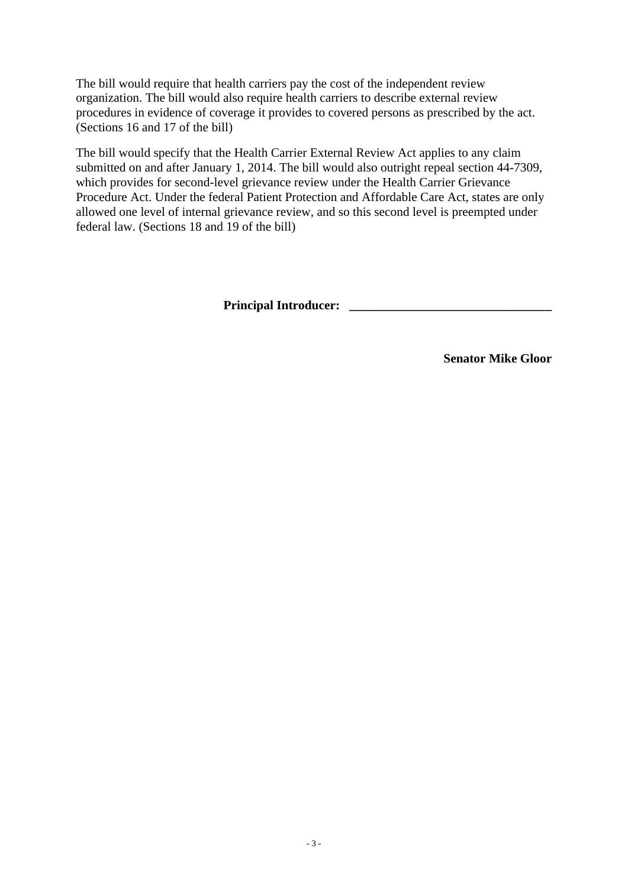The bill would require that health carriers pay the cost of the independent review organization. The bill would also require health carriers to describe external review procedures in evidence of coverage it provides to covered persons as prescribed by the act. (Sections 16 and 17 of the bill)

The bill would specify that the Health Carrier External Review Act applies to any claim submitted on and after January 1, 2014. The bill would also outright repeal section 44-7309, which provides for second-level grievance review under the Health Carrier Grievance Procedure Act. Under the federal Patient Protection and Affordable Care Act, states are only allowed one level of internal grievance review, and so this second level is preempted under federal law. (Sections 18 and 19 of the bill)

**Principal Introducer: \_\_\_\_\_\_\_\_\_\_\_\_\_\_\_\_\_\_\_\_\_\_\_\_\_\_\_\_\_\_\_\_**

**Senator Mike Gloor**